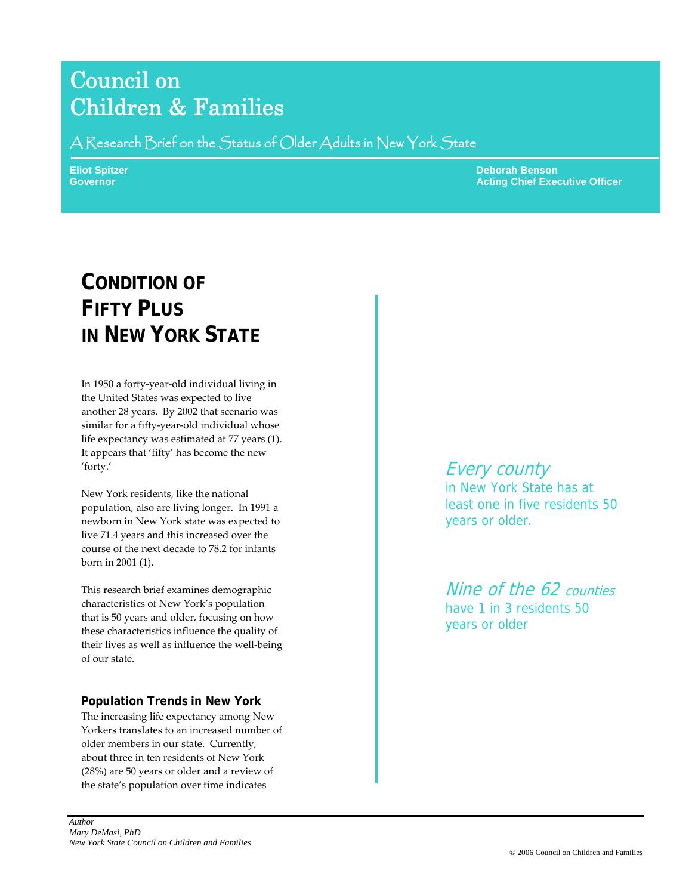# Council on Children & Families

A Research Brief on the Status of Older Adults in New York State

**Eliot Spitzer**
**Governor**

**Deborah Benson**
**Acting Chief Executive Officer**

## CONDITION OF FIFTY PLUS IN NEW YORK STATE

In 1950 a forty-year-old individual living in the United States was expected to live another 28 years. By 2002 that scenario was similar for a fifty-year-old individual whose life expectancy was estimated at 77 years (1). It appears that 'fifty' has become the new 'forty.'

New York residents, like the national population, also are living longer. In 1991 a newborn in New York state was expected to live 71.4 years and this increased over the course of the next decade to 78.2 for infants born in 2001 (1).

This research brief examines demographic characteristics of New York's population that is 50 years and older, focusing on how these characteristics influence the quality of their lives as well as influence the well-being of our state.

### Population Trends in New York

The increasing life expectancy among New Yorkers translates to an increased number of older members in our state. Currently, about three in ten residents of New York (28%) are 50 years or older and a review of the state's population over time indicates

*Every county* in New York State has at least one in five residents 50 years or older.

*Nine of the 62 counties* have 1 in 3 residents 50 years or older

*Author*
*Mary DeMasi, PhD*
*New York State Council on Children and Families*

© 2006 Council on Children and Families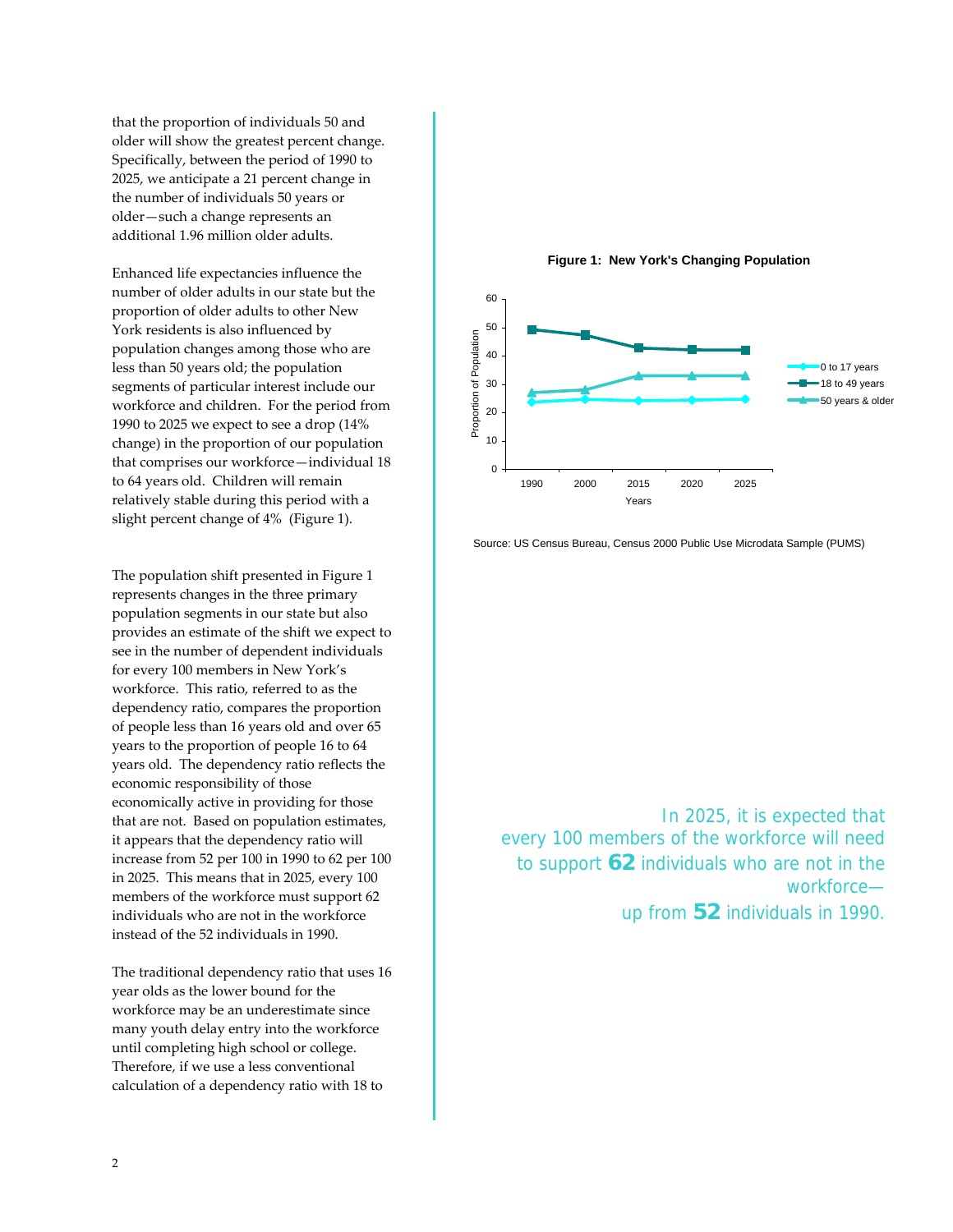that the proportion of individuals 50 and older will show the greatest percent change. Specifically, between the period of 1990 to 2025, we anticipate a 21 percent change in the number of individuals 50 years or older—such a change represents an additional 1.96 million older adults.

Enhanced life expectancies influence the number of older adults in our state but the proportion of older adults to other New York residents is also influenced by population changes among those who are less than 50 years old; the population segments of particular interest include our workforce and children. For the period from 1990 to 2025 we expect to see a drop (14% change) in the proportion of our population that comprises our workforce—individual 18 to 64 years old. Children will remain relatively stable during this period with a slight percent change of 4% (Figure 1).

**Figure 1: New York's Changing Population**

Source: US Census Bureau, Census 2000 Public Use Microdata Sample (PUMS)

The population shift presented in Figure 1 represents changes in the three primary population segments in our state but also provides an estimate of the shift we expect to see in the number of dependent individuals for every 100 members in New York's workforce. This ratio, referred to as the dependency ratio, compares the proportion of people less than 16 years old and over 65 years to the proportion of people 16 to 64 years old. The dependency ratio reflects the economic responsibility of those economically active in providing for those that are not. Based on population estimates, it appears that the dependency ratio will increase from 52 per 100 in 1990 to 62 per 100 in 2025. This means that in 2025, every 100 members of the workforce must support 62 individuals who are not in the workforce instead of the 52 individuals in 1990.

> In 2025, it is expected that every 100 members of the workforce will need to support **62** individuals who are not in the workforce— up from **52** individuals in 1990.

The traditional dependency ratio that uses 16 year olds as the lower bound for the workforce may be an underestimate since many youth delay entry into the workforce until completing high school or college. Therefore, if we use a less conventional calculation of a dependency ratio with 18 to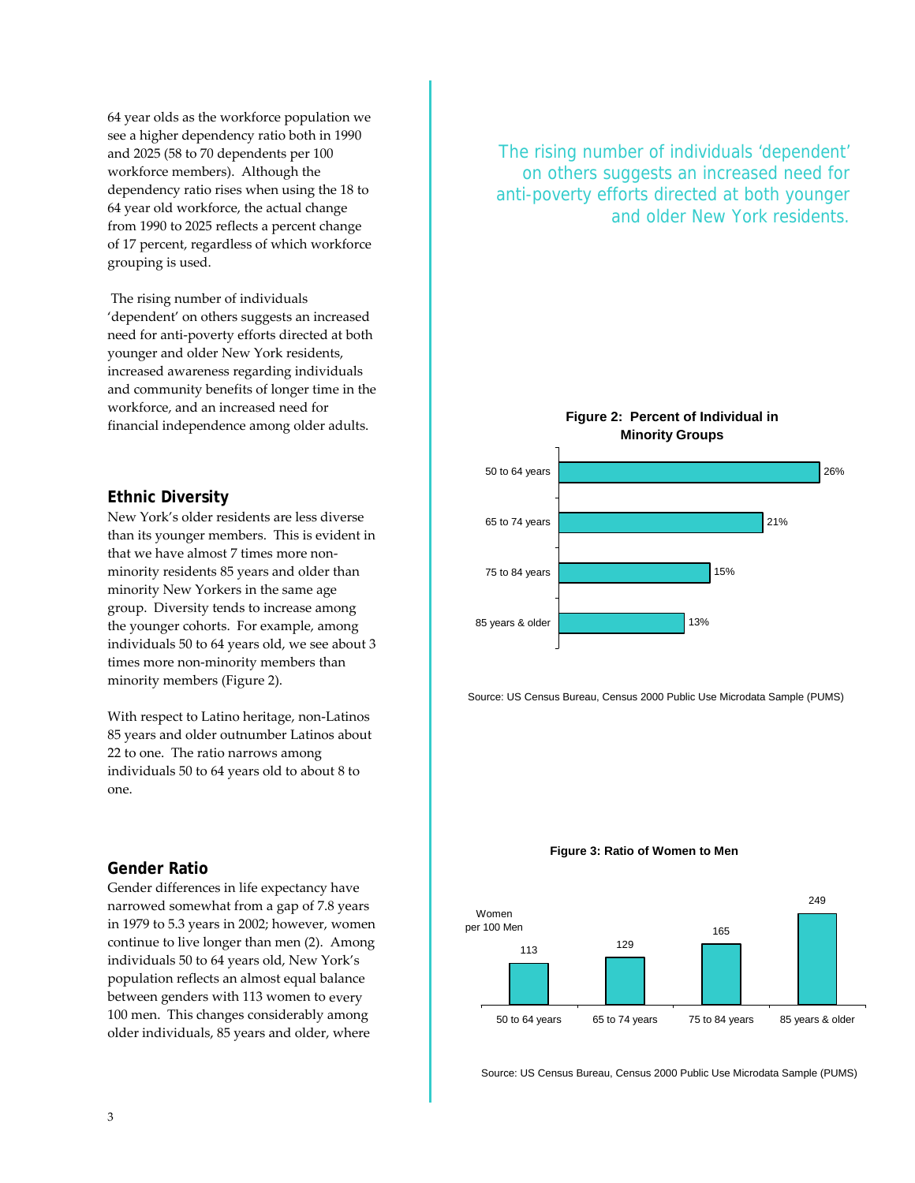64 year olds as the workforce population we see a higher dependency ratio both in 1990 and 2025 (58 to 70 dependents per 100 workforce members). Although the dependency ratio rises when using the 18 to 64 year old workforce, the actual change from 1990 to 2025 reflects a percent change of 17 percent, regardless of which workforce grouping is used.

The rising number of individuals 'dependent' on others suggests an increased need for anti-poverty efforts directed at both younger and older New York residents, increased awareness regarding individuals and community benefits of longer time in the workforce, and an increased need for financial independence among older adults.

## Ethnic Diversity

New York's older residents are less diverse than its younger members. This is evident in that we have almost 7 times more non-minority residents 85 years and older than minority New Yorkers in the same age group. Diversity tends to increase among the younger cohorts. For example, among individuals 50 to 64 years old, we see about 3 times more non-minority members than minority members (Figure 2).

With respect to Latino heritage, non-Latinos 85 years and older outnumber Latinos about 22 to one. The ratio narrows among individuals 50 to 64 years old to about 8 to one.

## Gender Ratio

Gender differences in life expectancy have narrowed somewhat from a gap of 7.8 years in 1979 to 5.3 years in 2002; however, women continue to live longer than men (2). Among individuals 50 to 64 years old, New York's population reflects an almost equal balance between genders with 113 women to every 100 men. This changes considerably among older individuals, 85 years and older, where

> The rising number of individuals 'dependent' on others suggests an increased need for anti-poverty efforts directed at both younger and older New York residents.

**Figure 2: Percent of Individual in Minority Groups**

| Age group | Percent |
|---|---|
| 50 to 64 years | 26% |
| 65 to 74 years | 21% |
| 75 to 84 years | 15% |
| 85 years & older | 13% |

Source: US Census Bureau, Census 2000 Public Use Microdata Sample (PUMS)

**Figure 3: Ratio of Women to Men**

| Age group | Women per 100 Men |
|---|---|
| 50 to 64 years | 113 |
| 65 to 74 years | 129 |
| 75 to 84 years | 165 |
| 85 years & older | 249 |

Source: US Census Bureau, Census 2000 Public Use Microdata Sample (PUMS)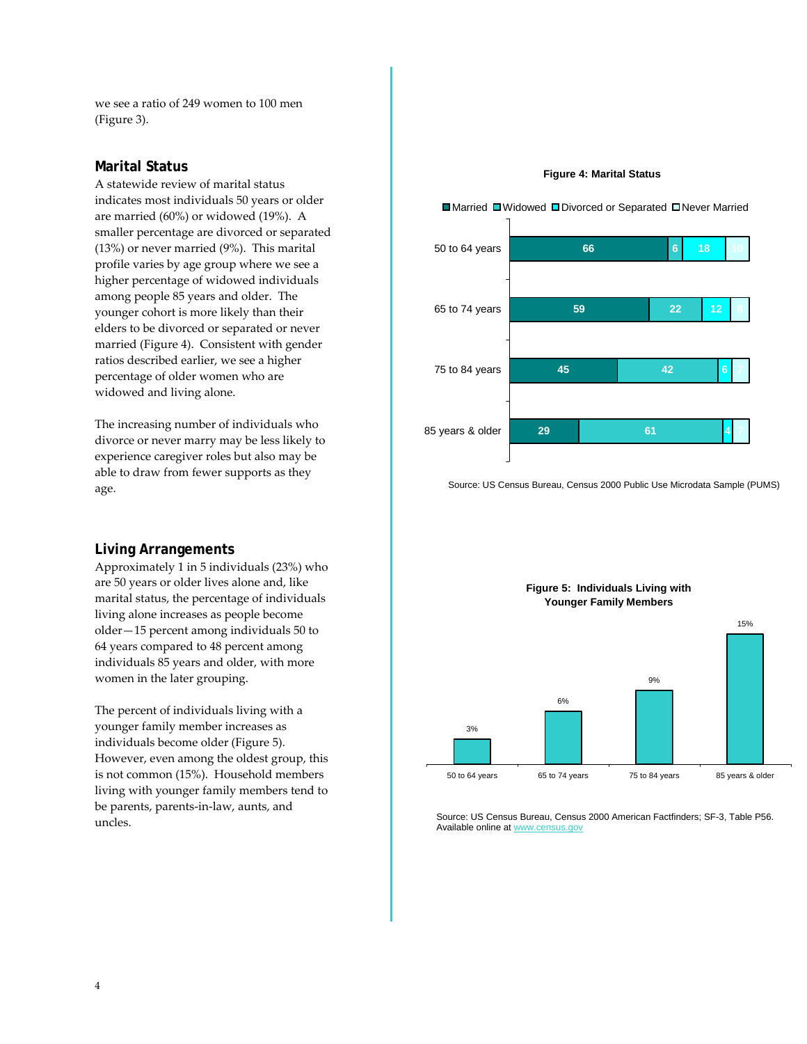we see a ratio of 249 women to 100 men (Figure 3).

## Marital Status

A statewide review of marital status indicates most individuals 50 years or older are married (60%) or widowed (19%). A smaller percentage are divorced or separated (13%) or never married (9%). This marital profile varies by age group where we see a higher percentage of widowed individuals among people 85 years and older. The younger cohort is more likely than their elders to be divorced or separated or never married (Figure 4). Consistent with gender ratios described earlier, we see a higher percentage of older women who are widowed and living alone.

The increasing number of individuals who divorce or never marry may be less likely to experience caregiver roles but also may be able to draw from fewer supports as they age.

## Living Arrangements

Approximately 1 in 5 individuals (23%) who are 50 years or older lives alone and, like marital status, the percentage of individuals living alone increases as people become older—15 percent among individuals 50 to 64 years compared to 48 percent among individuals 85 years and older, with more women in the later grouping.

The percent of individuals living with a younger family member increases as individuals become older (Figure 5). However, even among the oldest group, this is not common (15%). Household members living with younger family members tend to be parents, parents-in-law, aunts, and uncles.

**Figure 4: Marital Status**

| | Married | Widowed | Divorced or Separated | Never Married |
|---|---|---|---|---|
| 50 to 64 years | 66 | 6 | 18 | 10 |
| 65 to 74 years | 59 | 22 | 12 | |
| 75 to 84 years | 45 | 42 | 6 | |
| 85 years & older | 29 | 61 | 4 | |

Source: US Census Bureau, Census 2000 Public Use Microdata Sample (PUMS)

**Figure 5: Individuals Living with Younger Family Members**

| 50 to 64 years | 65 to 74 years | 75 to 84 years | 85 years & older |
|---|---|---|---|
| 3% | 6% | 9% | 15% |

Source: US Census Bureau, Census 2000 American Factfinders; SF-3, Table P56. Available online at www.census.gov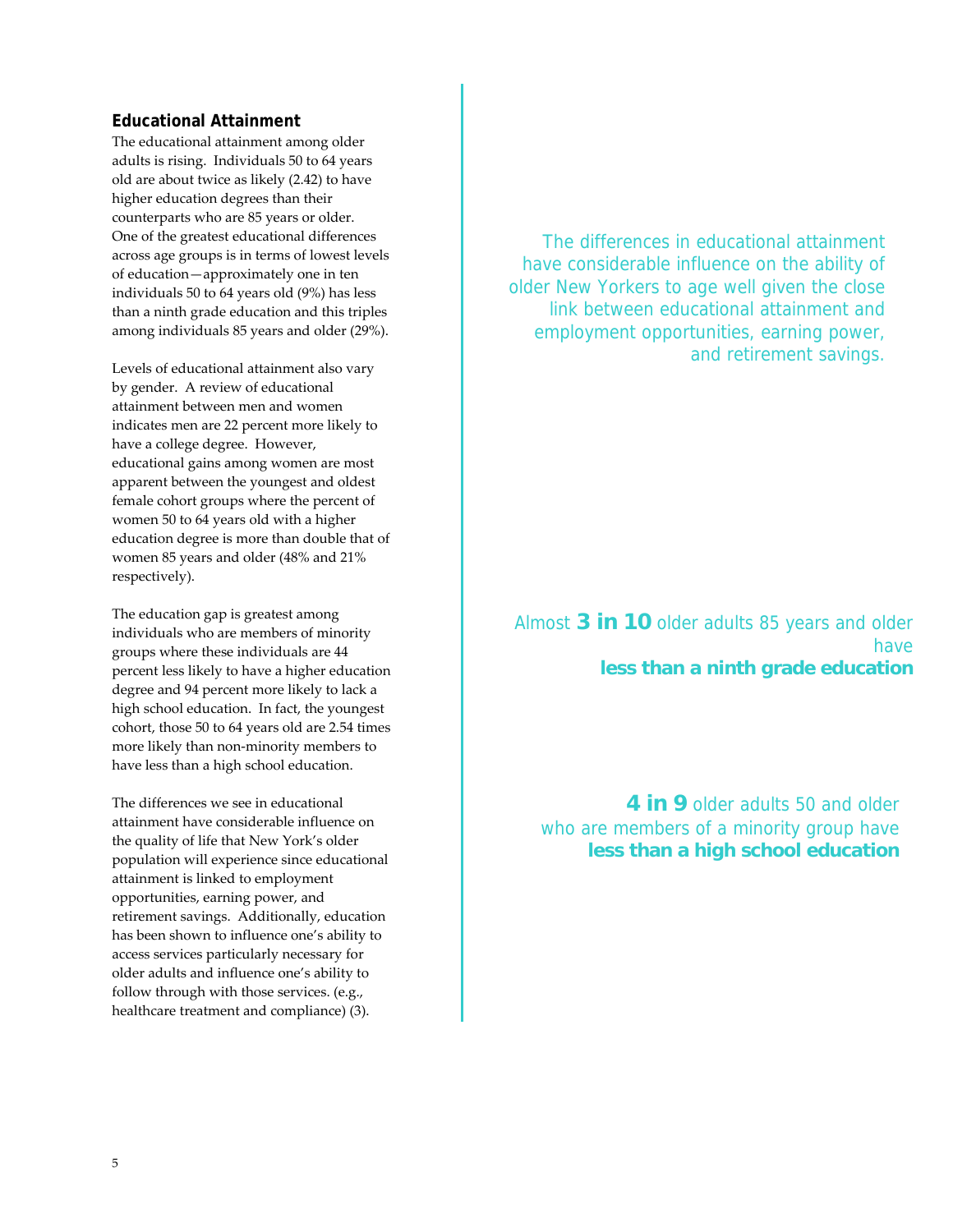## Educational Attainment

The educational attainment among older adults is rising. Individuals 50 to 64 years old are about twice as likely (2.42) to have higher education degrees than their counterparts who are 85 years or older. One of the greatest educational differences across age groups is in terms of lowest levels of education—approximately one in ten individuals 50 to 64 years old (9%) has less than a ninth grade education and this triples among individuals 85 years and older (29%).

Levels of educational attainment also vary by gender. A review of educational attainment between men and women indicates men are 22 percent more likely to have a college degree. However, educational gains among women are most apparent between the youngest and oldest female cohort groups where the percent of women 50 to 64 years old with a higher education degree is more than double that of women 85 years and older (48% and 21% respectively).

The education gap is greatest among individuals who are members of minority groups where these individuals are 44 percent less likely to have a higher education degree and 94 percent more likely to lack a high school education. In fact, the youngest cohort, those 50 to 64 years old are 2.54 times more likely than non-minority members to have less than a high school education.

The differences we see in educational attainment have considerable influence on the quality of life that New York's older population will experience since educational attainment is linked to employment opportunities, earning power, and retirement savings. Additionally, education has been shown to influence one's ability to access services particularly necessary for older adults and influence one's ability to follow through with those services. (e.g., healthcare treatment and compliance) (3).

The differences in educational attainment have considerable influence on the ability of older New Yorkers to age well given the close link between educational attainment and employment opportunities, earning power, and retirement savings.

Almost **3 in 10** older adults 85 years and older have **less than a ninth grade education**

**4 in 9** older adults 50 and older who are members of a minority group have **less than a high school education**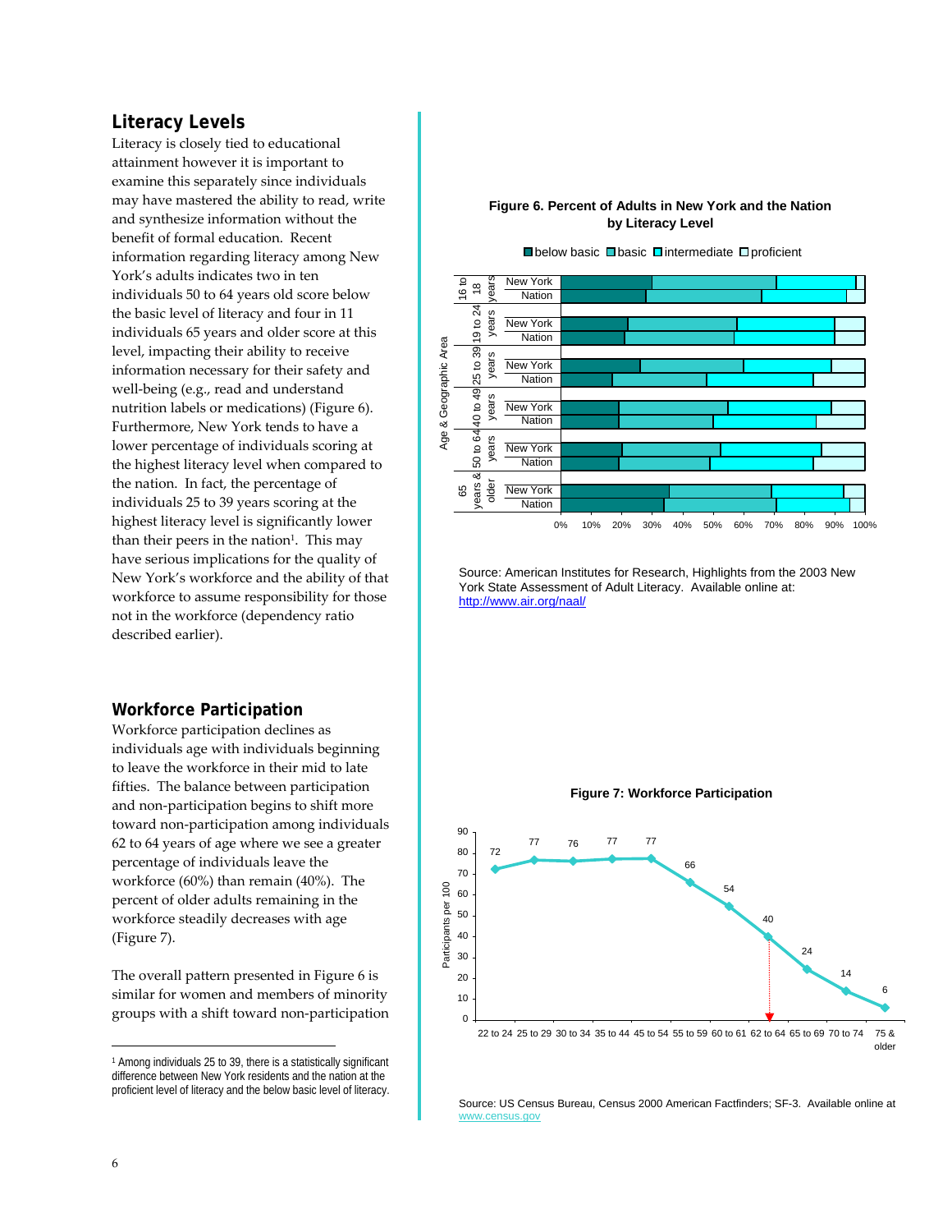## Literacy Levels

Literacy is closely tied to educational attainment however it is important to examine this separately since individuals may have mastered the ability to read, write and synthesize information without the benefit of formal education. Recent information regarding literacy among New York's adults indicates two in ten individuals 50 to 64 years old score below the basic level of literacy and four in 11 individuals 65 years and older score at this level, impacting their ability to receive information necessary for their safety and well-being (e.g., read and understand nutrition labels or medications) (Figure 6). Furthermore, New York tends to have a lower percentage of individuals scoring at the highest literacy level when compared to the nation. In fact, the percentage of individuals 25 to 39 years scoring at the highest literacy level is significantly lower than their peers in the nation[1]. This may have serious implications for the quality of New York's workforce and the ability of that workforce to assume responsibility for those not in the workforce (dependency ratio described earlier).

**Figure 6. Percent of Adults in New York and the Nation by Literacy Level**

Source: American Institutes for Research, Highlights from the 2003 New York State Assessment of Adult Literacy. Available online at: http://www.air.org/naal/

## Workforce Participation

Workforce participation declines as individuals age with individuals beginning to leave the workforce in their mid to late fifties. The balance between participation and non-participation begins to shift more toward non-participation among individuals 62 to 64 years of age where we see a greater percentage of individuals leave the workforce (60%) than remain (40%). The percent of older adults remaining in the workforce steadily decreases with age (Figure 7).

**Figure 7: Workforce Participation**

| Age | Participants per 100 |
|---|---|
| 22 to 24 | 72 |
| 25 to 29 | 77 |
| 30 to 34 | 76 |
| 35 to 44 | 77 |
| 45 to 54 | 77 |
| 55 to 59 | 66 |
| 60 to 61 | 54 |
| 62 to 64 | 40 |
| 65 to 69 | 24 |
| 70 to 74 | 14 |
| 75 & older | 6 |

Source: US Census Bureau, Census 2000 American Factfinders; SF-3. Available online at www.census.gov

The overall pattern presented in Figure 6 is similar for women and members of minority groups with a shift toward non-participation

---

[1] Among individuals 25 to 39, there is a statistically significant difference between New York residents and the nation at the proficient level of literacy and the below basic level of literacy.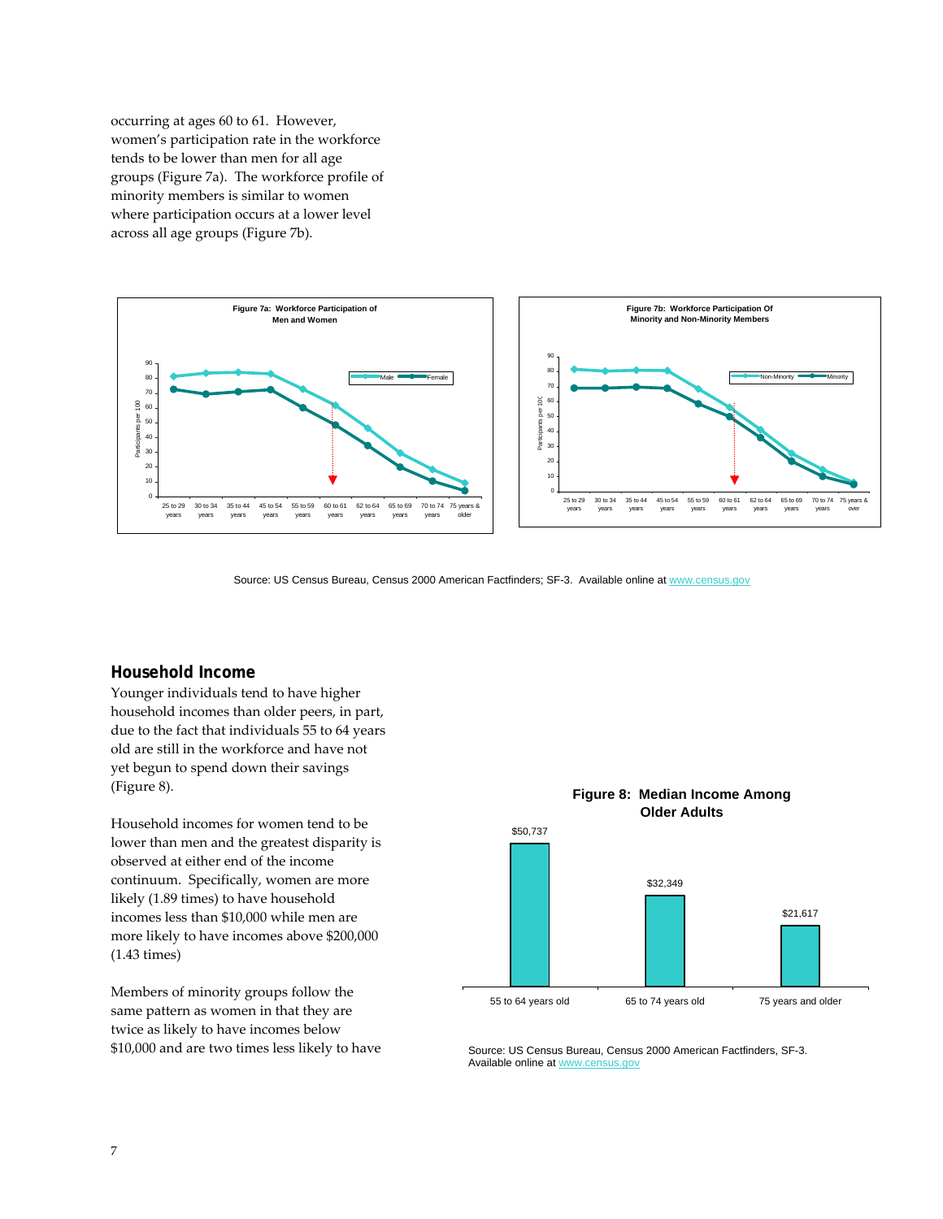occurring at ages 60 to 61. However, women's participation rate in the workforce tends to be lower than men for all age groups (Figure 7a). The workforce profile of minority members is similar to women where participation occurs at a lower level across all age groups (Figure 7b).

**Figure 7a: Workforce Participation of Men and Women**

**Figure 7b: Workforce Participation Of Minority and Non-Minority Members**

Source: US Census Bureau, Census 2000 American Factfinders; SF-3. Available online at www.census.gov

## Household Income

Younger individuals tend to have higher household incomes than older peers, in part, due to the fact that individuals 55 to 64 years old are still in the workforce and have not yet begun to spend down their savings (Figure 8).

Household incomes for women tend to be lower than men and the greatest disparity is observed at either end of the income continuum. Specifically, women are more likely (1.89 times) to have household incomes less than $10,000 while men are more likely to have incomes above $200,000 (1.43 times)

Members of minority groups follow the same pattern as women in that they are twice as likely to have incomes below $10,000 and are two times less likely to have

**Figure 8: Median Income Among Older Adults**

| Age group | Median Income |
|---|---|
| 55 to 64 years old | $50,737 |
| 65 to 74 years old | $32,349 |
| 75 years and older | $21,617 |

Source: US Census Bureau, Census 2000 American Factfinders, SF-3. Available online at www.census.gov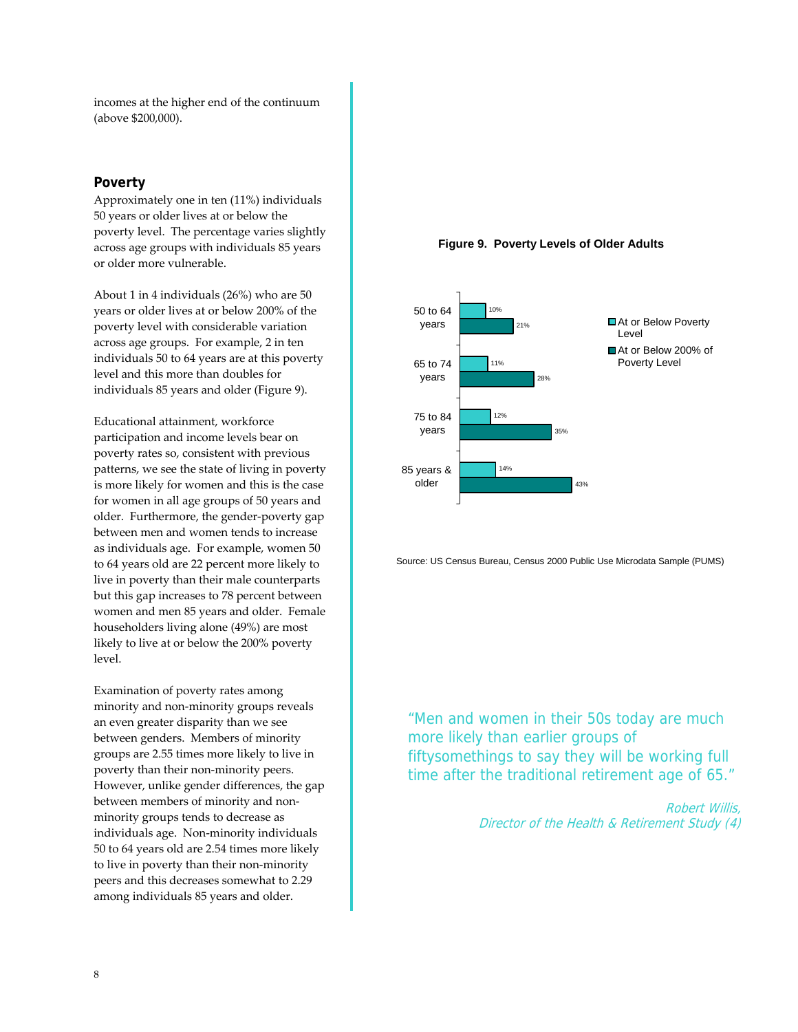incomes at the higher end of the continuum (above $200,000).

## Poverty

Approximately one in ten (11%) individuals 50 years or older lives at or below the poverty level. The percentage varies slightly across age groups with individuals 85 years or older more vulnerable.

About 1 in 4 individuals (26%) who are 50 years or older lives at or below 200% of the poverty level with considerable variation across age groups. For example, 2 in ten individuals 50 to 64 years are at this poverty level and this more than doubles for individuals 85 years and older (Figure 9).

Educational attainment, workforce participation and income levels bear on poverty rates so, consistent with previous patterns, we see the state of living in poverty is more likely for women and this is the case for women in all age groups of 50 years and older. Furthermore, the gender-poverty gap between men and women tends to increase as individuals age. For example, women 50 to 64 years old are 22 percent more likely to live in poverty than their male counterparts but this gap increases to 78 percent between women and men 85 years and older. Female householders living alone (49%) are most likely to live at or below the 200% poverty level.

Examination of poverty rates among minority and non-minority groups reveals an even greater disparity than we see between genders. Members of minority groups are 2.55 times more likely to live in poverty than their non-minority peers. However, unlike gender differences, the gap between members of minority and non-minority groups tends to decrease as individuals age. Non-minority individuals 50 to 64 years old are 2.54 times more likely to live in poverty than their non-minority peers and this decreases somewhat to 2.29 among individuals 85 years and older.

**Figure 9. Poverty Levels of Older Adults**

| Age group | At or Below Poverty Level | At or Below 200% of Poverty Level |
|---|---|---|
| 50 to 64 years | 10% | 21% |
| 65 to 74 years | 11% | 28% |
| 75 to 84 years | 12% | 35% |
| 85 years & older | 14% | 43% |

Source: US Census Bureau, Census 2000 Public Use Microdata Sample (PUMS)

> "Men and women in their 50s today are much more likely than earlier groups of fiftysomethings to say they will be working full time after the traditional retirement age of 65."
>
> *Robert Willis, Director of the Health & Retirement Study (4)*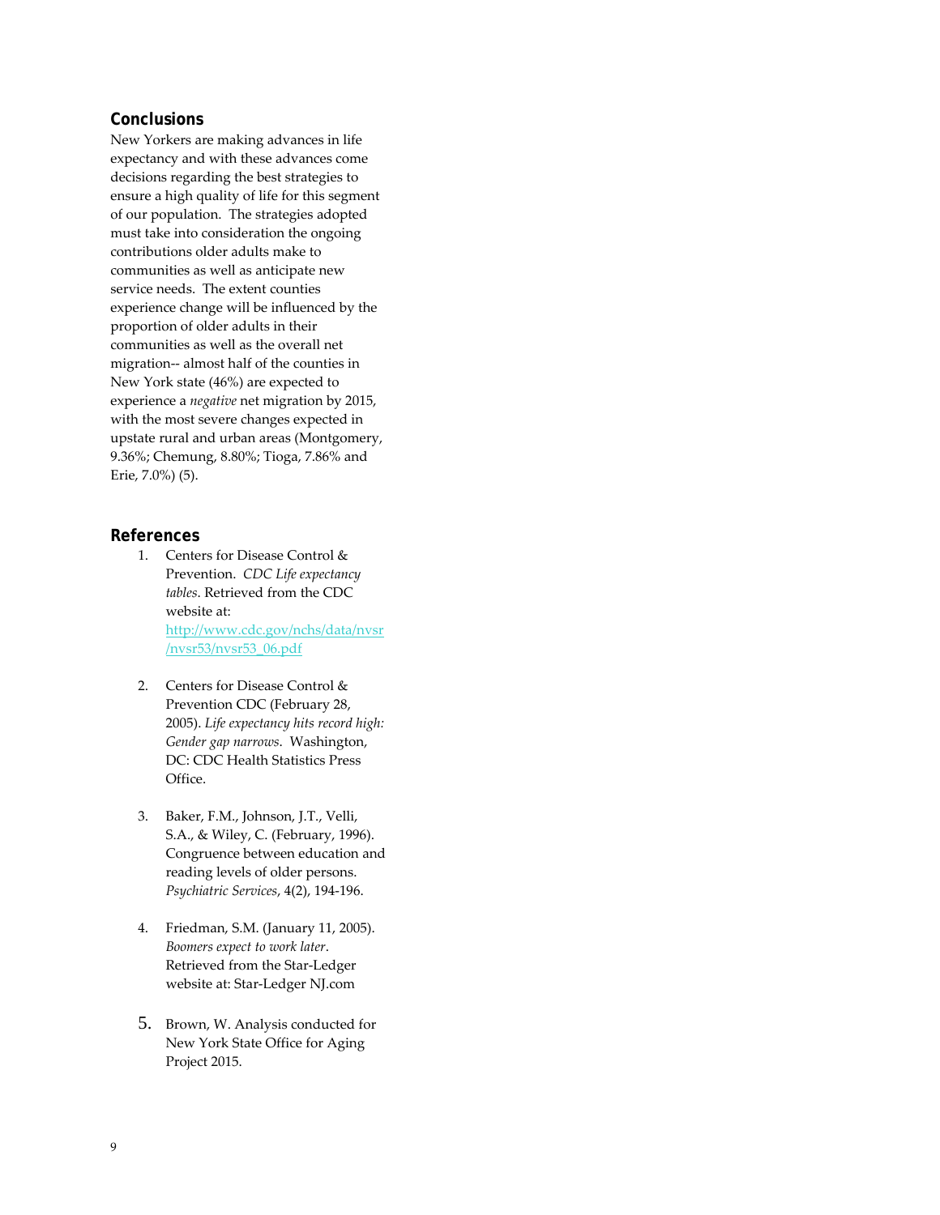## Conclusions

New Yorkers are making advances in life expectancy and with these advances come decisions regarding the best strategies to ensure a high quality of life for this segment of our population. The strategies adopted must take into consideration the ongoing contributions older adults make to communities as well as anticipate new service needs. The extent counties experience change will be influenced by the proportion of older adults in their communities as well as the overall net migration-- almost half of the counties in New York state (46%) are expected to experience a *negative* net migration by 2015, with the most severe changes expected in upstate rural and urban areas (Montgomery, 9.36%; Chemung, 8.80%; Tioga, 7.86% and Erie, 7.0%) (5).

## References

1. Centers for Disease Control & Prevention. *CDC Life expectancy tables*. Retrieved from the CDC website at: http://www.cdc.gov/nchs/data/nvsr/nvsr53/nvsr53_06.pdf

2. Centers for Disease Control & Prevention CDC (February 28, 2005). *Life expectancy hits record high: Gender gap narrows*. Washington, DC: CDC Health Statistics Press Office.

3. Baker, F.M., Johnson, J.T., Velli, S.A., & Wiley, C. (February, 1996). Congruence between education and reading levels of older persons. *Psychiatric Services*, 4(2), 194-196.

4. Friedman, S.M. (January 11, 2005). *Boomers expect to work later*. Retrieved from the Star-Ledger website at: Star-Ledger NJ.com

5. Brown, W. Analysis conducted for New York State Office for Aging Project 2015.